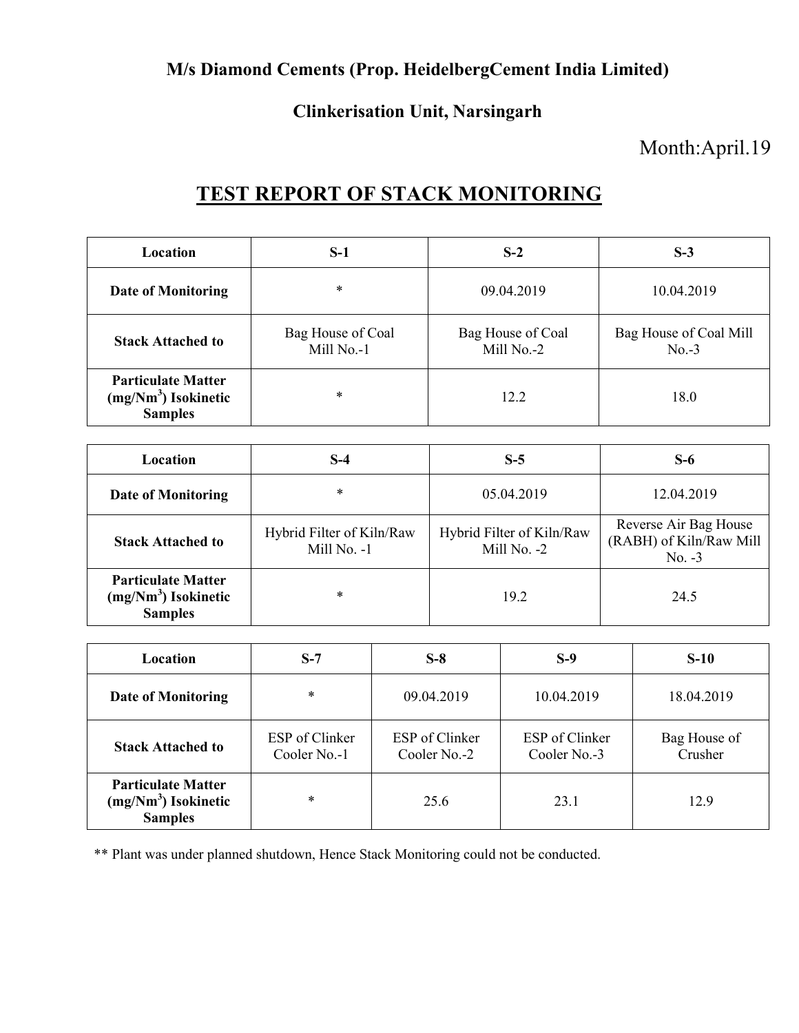**M/s Diamond Cements (Prop. HeidelbergCement India Limited)**

**Clinkerisation Unit, Narsingarh**

Month:April.19

# TEST REPORT OF STACK MONITORING

| Location | S-1 | S-2 | S-3 |
|---|---|---|---|
| **Date of Monitoring** | * | 09.04.2019 | 10.04.2019 |
| **Stack Attached to** | Bag House of Coal Mill No.-1 | Bag House of Coal Mill No.-2 | Bag House of Coal Mill No.-3 |
| **Particulate Matter ($mg/Nm^3$) Isokinetic Samples** | * | 12.2 | 18.0 |

| Location | S-4 | S-5 | S-6 |
|---|---|---|---|
| **Date of Monitoring** | * | 05.04.2019 | 12.04.2019 |
| **Stack Attached to** | Hybrid Filter of Kiln/Raw Mill No. -1 | Hybrid Filter of Kiln/Raw Mill No. -2 | Reverse Air Bag House (RABH) of Kiln/Raw Mill No. -3 |
| **Particulate Matter ($mg/Nm^3$) Isokinetic Samples** | * | 19.2 | 24.5 |

| Location | S-7 | S-8 | S-9 | S-10 |
|---|---|---|---|---|
| **Date of Monitoring** | * | 09.04.2019 | 10.04.2019 | 18.04.2019 |
| **Stack Attached to** | ESP of Clinker Cooler No.-1 | ESP of Clinker Cooler No.-2 | ESP of Clinker Cooler No.-3 | Bag House of Crusher |
| **Particulate Matter ($mg/Nm^3$) Isokinetic Samples** | * | 25.6 | 23.1 | 12.9 |

** Plant was under planned shutdown, Hence Stack Monitoring could not be conducted.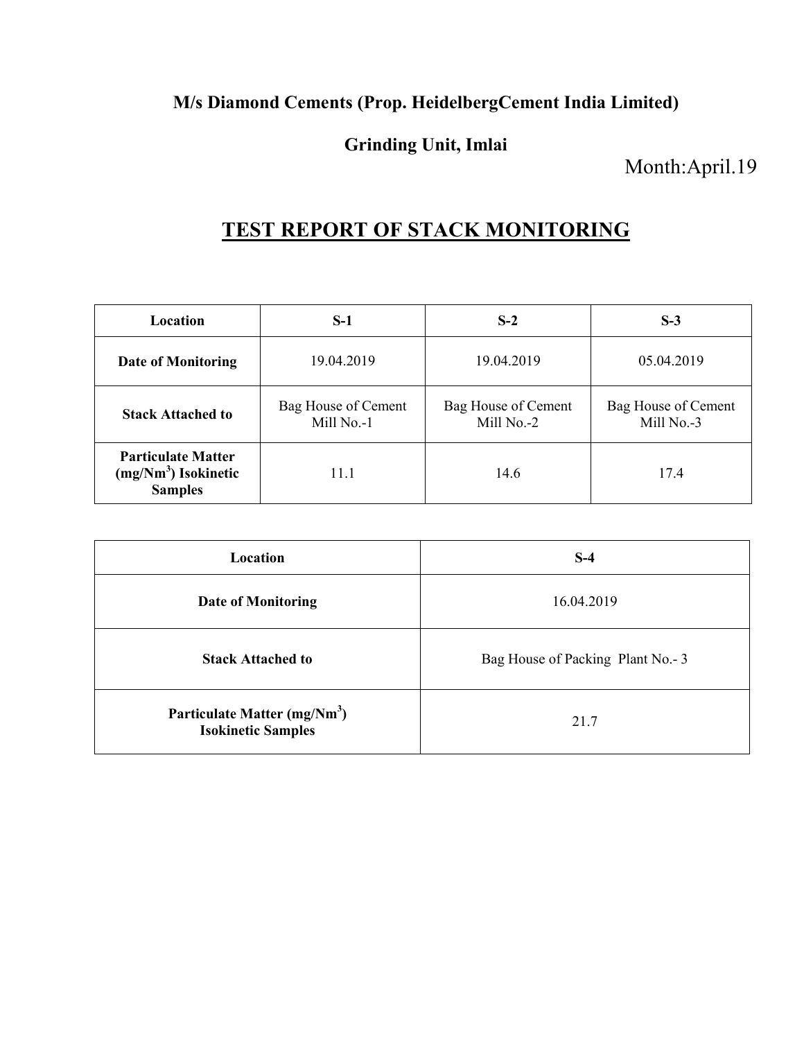**M/s Diamond Cements (Prop. HeidelbergCement India Limited)**

**Grinding Unit, Imlai**

Month:April.19

# TEST REPORT OF STACK MONITORING

| Location | S-1 | S-2 | S-3 |
|---|---|---|---|
| **Date of Monitoring** | 19.04.2019 | 19.04.2019 | 05.04.2019 |
| **Stack Attached to** | Bag House of Cement Mill No.-1 | Bag House of Cement Mill No.-2 | Bag House of Cement Mill No.-3 |
| **Particulate Matter ($mg/Nm^3$) Isokinetic Samples** | 11.1 | 14.6 | 17.4 |

| Location | S-4 |
|---|---|
| **Date of Monitoring** | 16.04.2019 |
| **Stack Attached to** | Bag House of Packing Plant No.- 3 |
| **Particulate Matter ($mg/Nm^3$) Isokinetic Samples** | 21.7 |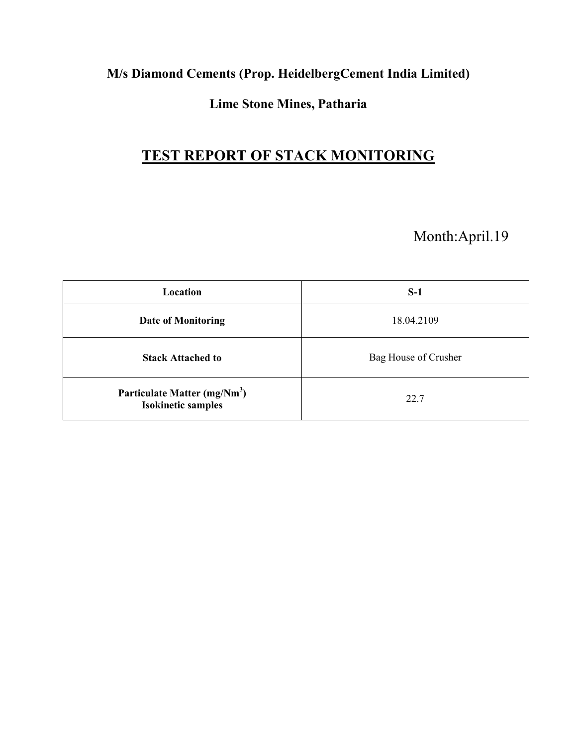**M/s Diamond Cements (Prop. HeidelbergCement India Limited)**

**Lime Stone Mines, Patharia**

# TEST REPORT OF STACK MONITORING

Month:April.19

| **Location** | **S-1** |
|---|---|
| **Date of Monitoring** | 18.04.2109 |
| **Stack Attached to** | Bag House of Crusher |
| **Particulate Matter (mg/$Nm^3$) Isokinetic samples** | 22.7 |